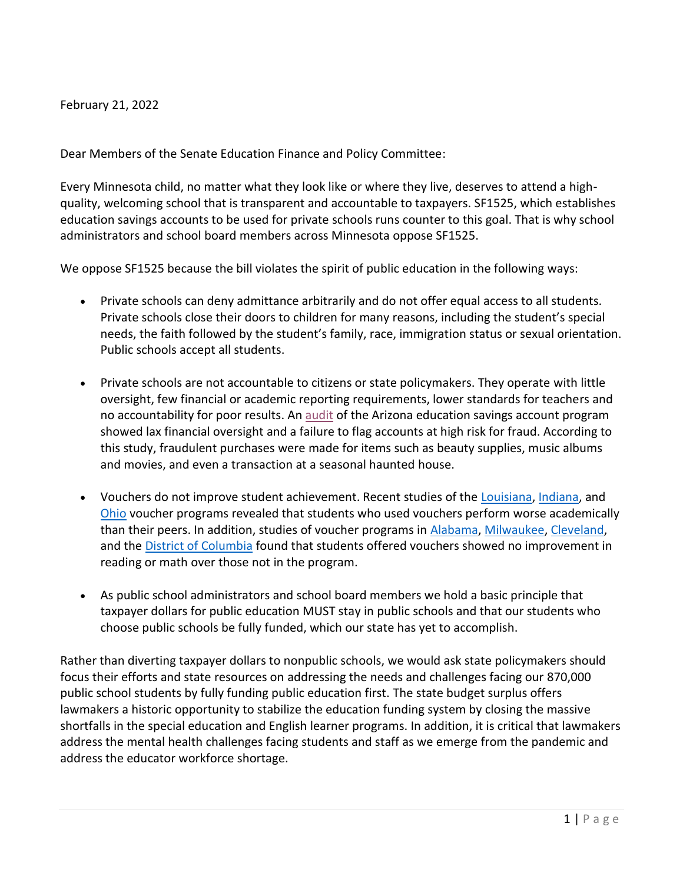February 21, 2022

Dear Members of the Senate Education Finance and Policy Committee:

Every Minnesota child, no matter what they look like or where they live, deserves to attend a high-quality, welcoming school that is transparent and accountable to taxpayers. SF1525, which establishes education savings accounts to be used for private schools runs counter to this goal. That is why school administrators and school board members across Minnesota oppose SF1525.

We oppose SF1525 because the bill violates the spirit of public education in the following ways:

- Private schools can deny admittance arbitrarily and do not offer equal access to all students. Private schools close their doors to children for many reasons, including the student's special needs, the faith followed by the student's family, race, immigration status or sexual orientation. Public schools accept all students.

- Private schools are not accountable to citizens or state policymakers. They operate with little oversight, few financial or academic reporting requirements, lower standards for teachers and no accountability for poor results. An audit of the Arizona education savings account program showed lax financial oversight and a failure to flag accounts at high risk for fraud. According to this study, fraudulent purchases were made for items such as beauty supplies, music albums and movies, and even a transaction at a seasonal haunted house.

- Vouchers do not improve student achievement. Recent studies of the Louisiana, Indiana, and Ohio voucher programs revealed that students who used vouchers perform worse academically than their peers. In addition, studies of voucher programs in Alabama, Milwaukee, Cleveland, and the District of Columbia found that students offered vouchers showed no improvement in reading or math over those not in the program.

- As public school administrators and school board members we hold a basic principle that taxpayer dollars for public education MUST stay in public schools and that our students who choose public schools be fully funded, which our state has yet to accomplish.

Rather than diverting taxpayer dollars to nonpublic schools, we would ask state policymakers should focus their efforts and state resources on addressing the needs and challenges facing our 870,000 public school students by fully funding public education first. The state budget surplus offers lawmakers a historic opportunity to stabilize the education funding system by closing the massive shortfalls in the special education and English learner programs. In addition, it is critical that lawmakers address the mental health challenges facing students and staff as we emerge from the pandemic and address the educator workforce shortage.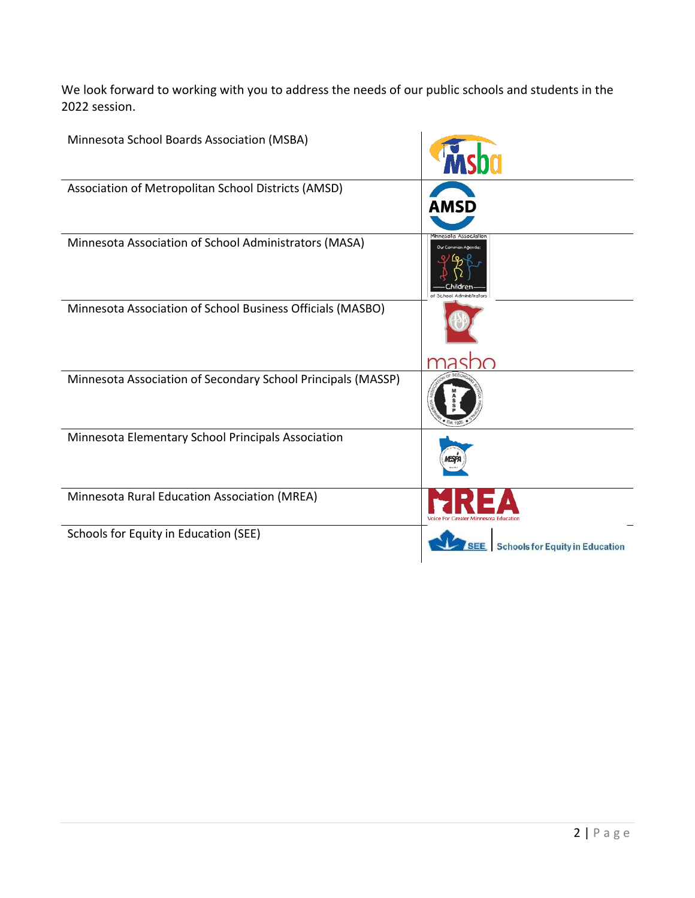We look forward to working with you to address the needs of our public schools and students in the 2022 session.

| | |
|---|---|
| Minnesota School Boards Association (MSBA) | msba |
| Association of Metropolitan School Districts (AMSD) | AMSD |
| Minnesota Association of School Administrators (MASA) | Minnesota Association Our Common Agenda: Children of School Administrators |
| Minnesota Association of School Business Officials (MASBO) | masbo |
| Minnesota Association of Secondary School Principals (MASSP) | MASSP Est. 1926 |
| Minnesota Elementary School Principals Association | MESPA |
| Minnesota Rural Education Association (MREA) | MREA Voice For Greater Minnesota Education |
| Schools for Equity in Education (SEE) | SEE Schools for Equity in Education |